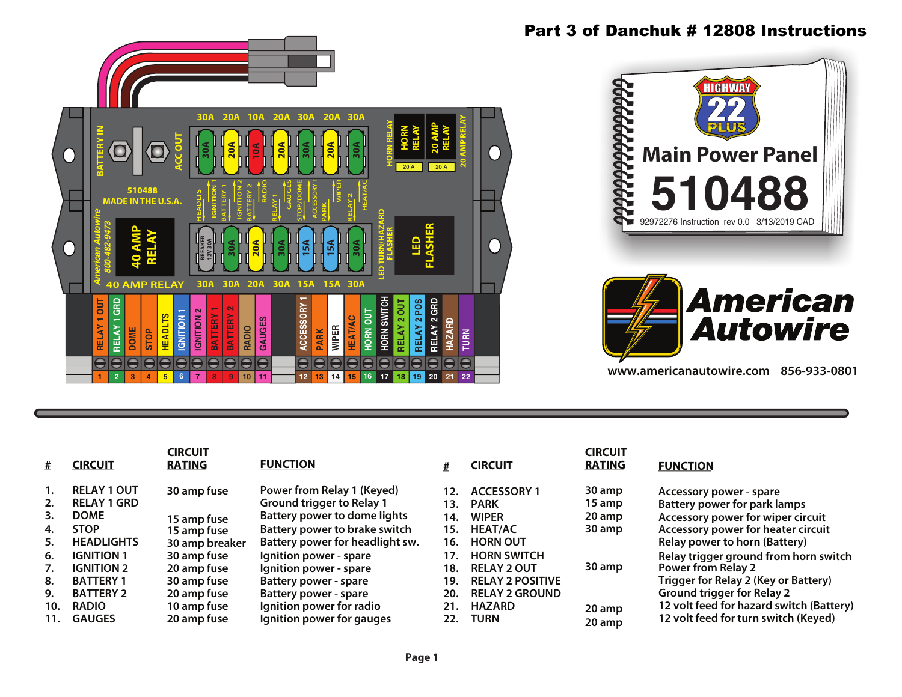# Part 3 of Danchuk # 12808 Instructions

BATTERY IN | ACC OUT

30A 20A 10A 20A 30A 20A 30A

HORN RELAY 20 A | 20 AMP RELAY 20 A | 20 AMP RELAY

HEADLTS, IGNITION 1, BATTERY 1, IGNITION 2, BATTERY 2, RADIO, RELAY 1, GAUGES, STOP/DOME, ACCESSORY 1, PARK, WIPER, RELAY 2, HEAT/AC

510488
MADE IN THE U.S.A.

American Autowire 800-482-9473

40 AMP RELAY

BREAKER 12V 30A | 30A | 20A | 30A | 15A | 15A | 30A

40 AMP RELAY | 30A 30A 20A 30A 15A 15A 30A

LED TURN/HAZARD FLASHER | LED FLASHER

1 RELAY 1 OUT, 2 RELAY 1 GRD, 3 DOME, 4 STOP, 5 HEADLTS, 6 IGNITION 1, 7 IGNITION 2, 8 BATTERY 1, 9 BATTERY 2, 10 RADIO, 11 GAUGES, 12 ACCESSORY 1, 13 PARK, 14 WIPER, 15 HEAT/AC, 16 HORN OUT, 17 HORN SWITCH, 18 RELAY 2 OUT, 19 RELAY 2 POS, 20 RELAY 2 GRD, 21 HAZARD, 22 TURN

HIGHWAY 22 PLUS

## Main Power Panel 510488

92972276 Instruction rev 0.0 3/13/2019 CAD

**American Autowire**

www.americanautowire.com 856-933-0801

| # | CIRCUIT | CIRCUIT RATING | FUNCTION |
|---|---|---|---|
| 1. | RELAY 1 OUT | 30 amp fuse | Power from Relay 1 (Keyed) |
| 2. | RELAY 1 GRD | | Ground trigger to Relay 1 |
| 3. | DOME | 15 amp fuse | Battery power to dome lights |
| 4. | STOP | 15 amp fuse | Battery power to brake switch |
| 5. | HEADLIGHTS | 30 amp breaker | Battery power for headlight sw. |
| 6. | IGNITION 1 | 30 amp fuse | Ignition power - spare |
| 7. | IGNITION 2 | 20 amp fuse | Ignition power - spare |
| 8. | BATTERY 1 | 30 amp fuse | Battery power - spare |
| 9. | BATTERY 2 | 20 amp fuse | Battery power - spare |
| 10. | RADIO | 10 amp fuse | Ignition power for radio |
| 11. | GAUGES | 20 amp fuse | Ignition power for gauges |

| # | CIRCUIT | CIRCUIT RATING | FUNCTION |
|---|---|---|---|
| 12. | ACCESSORY 1 | 30 amp | Accessory power - spare |
| 13. | PARK | 15 amp | Battery power for park lamps |
| 14. | WIPER | 20 amp | Accessory power for wiper circuit |
| 15. | HEAT/AC | 30 amp | Accessory power for heater circuit |
| 16. | HORN OUT | | Relay power to horn (Battery) |
| 17. | HORN SWITCH | | Relay trigger ground from horn switch |
| 18. | RELAY 2 OUT | 30 amp | Power from Relay 2 |
| 19. | RELAY 2 POSITIVE | | Trigger for Relay 2 (Key or Battery) |
| 20. | RELAY 2 GROUND | | Ground trigger for Relay 2 |
| 21. | HAZARD | 20 amp | 12 volt feed for hazard switch (Battery) |
| 22. | TURN | 20 amp | 12 volt feed for turn switch (Keyed) |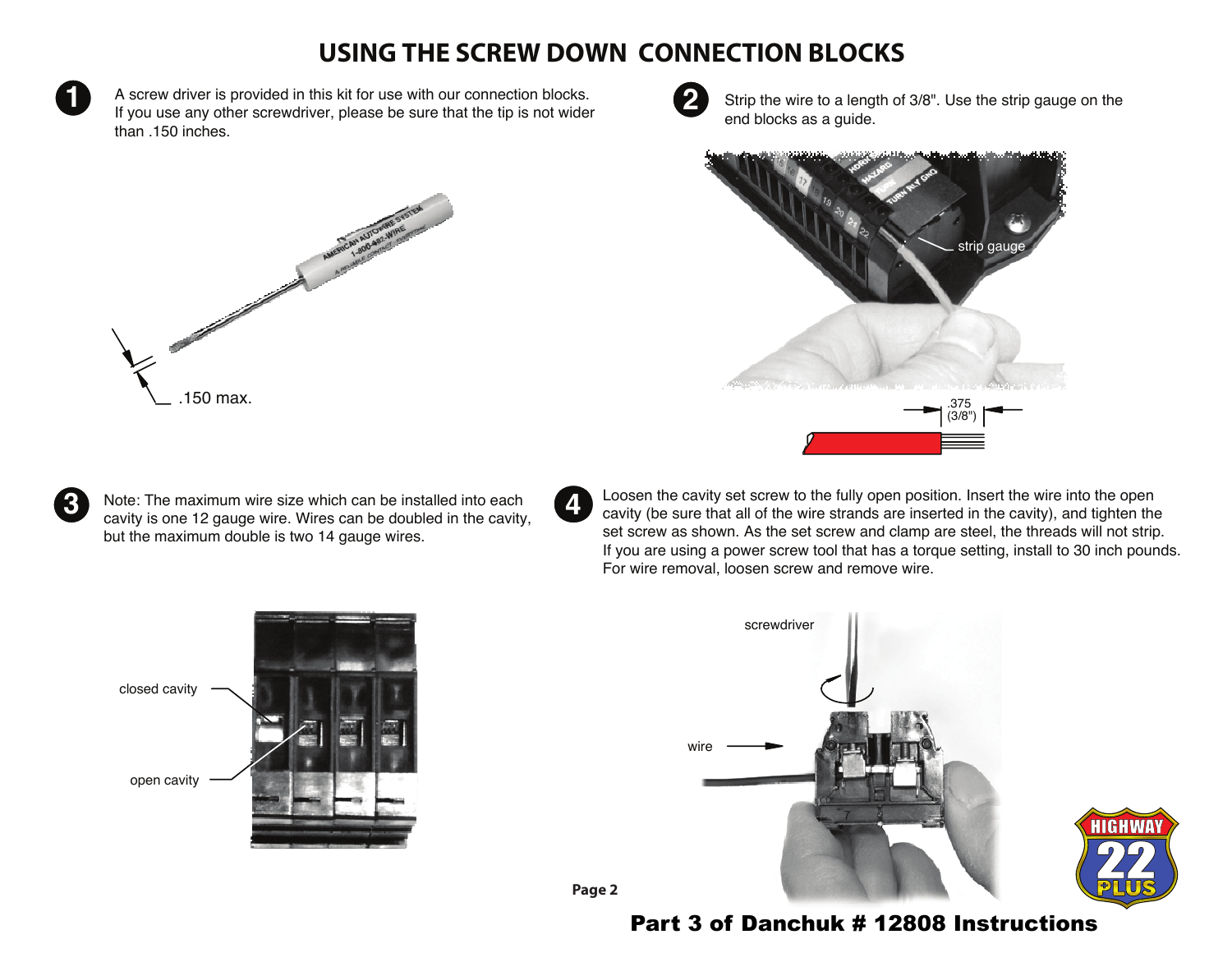# USING THE SCREW DOWN CONNECTION BLOCKS

**1** A screw driver is provided in this kit for use with our connection blocks. If you use any other screwdriver, please be sure that the tip is not wider than .150 inches.

.150 max.

**2** Strip the wire to a length of 3/8". Use the strip gauge on the end blocks as a guide.

strip gauge

.375 (3/8")

**3** Note: The maximum wire size which can be installed into each cavity is one 12 gauge wire. Wires can be doubled in the cavity, but the maximum double is two 14 gauge wires.

closed cavity

open cavity

**4** Loosen the cavity set screw to the fully open position. Insert the wire into the open cavity (be sure that all of the wire strands are inserted in the cavity), and tighten the set screw as shown. As the set screw and clamp are steel, the threads will not strip. If you are using a power screw tool that has a torque setting, install to 30 inch pounds. For wire removal, loosen screw and remove wire.

screwdriver

wire

**Part 3 of Danchuk # 12808 Instructions**